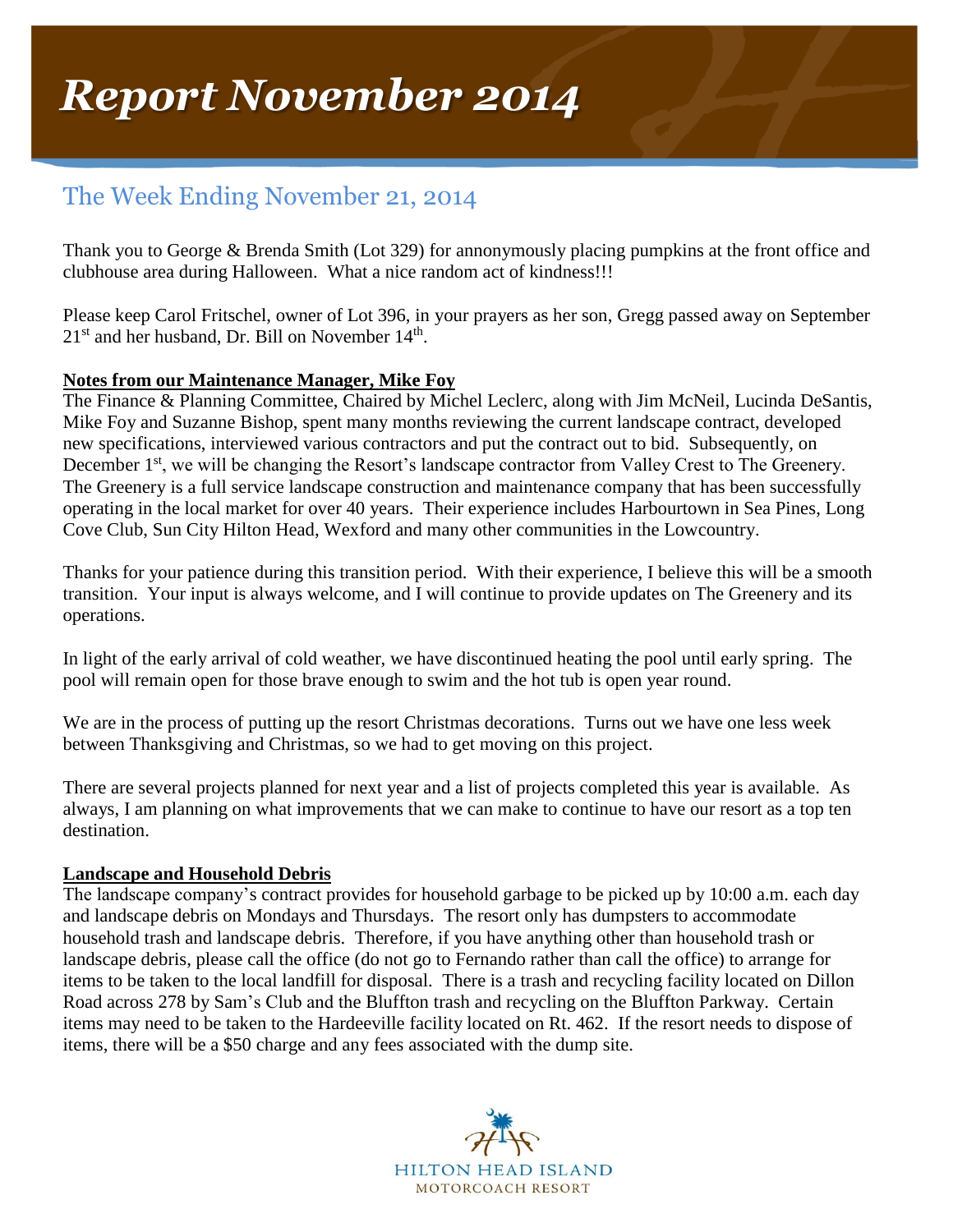# Report November 2014

## The Week Ending November 21, 2014

Thank you to George & Brenda Smith (Lot 329) for annonymously placing pumpkins at the front office and clubhouse area during Halloween. What a nice random act of kindness!!!

Please keep Carol Fritschel, owner of Lot 396, in your prayers as her son, Gregg passed away on September 21st and her husband, Dr. Bill on November 14th.

**Notes from our Maintenance Manager, Mike Foy**

The Finance & Planning Committee, Chaired by Michel Leclerc, along with Jim McNeil, Lucinda DeSantis, Mike Foy and Suzanne Bishop, spent many months reviewing the current landscape contract, developed new specifications, interviewed various contractors and put the contract out to bid. Subsequently, on December 1st, we will be changing the Resort's landscape contractor from Valley Crest to The Greenery. The Greenery is a full service landscape construction and maintenance company that has been successfully operating in the local market for over 40 years. Their experience includes Harbourtown in Sea Pines, Long Cove Club, Sun City Hilton Head, Wexford and many other communities in the Lowcountry.

Thanks for your patience during this transition period. With their experience, I believe this will be a smooth transition. Your input is always welcome, and I will continue to provide updates on The Greenery and its operations.

In light of the early arrival of cold weather, we have discontinued heating the pool until early spring. The pool will remain open for those brave enough to swim and the hot tub is open year round.

We are in the process of putting up the resort Christmas decorations. Turns out we have one less week between Thanksgiving and Christmas, so we had to get moving on this project.

There are several projects planned for next year and a list of projects completed this year is available. As always, I am planning on what improvements that we can make to continue to have our resort as a top ten destination.

**Landscape and Household Debris**

The landscape company's contract provides for household garbage to be picked up by 10:00 a.m. each day and landscape debris on Mondays and Thursdays. The resort only has dumpsters to accommodate household trash and landscape debris. Therefore, if you have anything other than household trash or landscape debris, please call the office (do not go to Fernando rather than call the office) to arrange for items to be taken to the local landfill for disposal. There is a trash and recycling facility located on Dillon Road across 278 by Sam's Club and the Bluffton trash and recycling on the Bluffton Parkway. Certain items may need to be taken to the Hardeeville facility located on Rt. 462. If the resort needs to dispose of items, there will be a $50 charge and any fees associated with the dump site.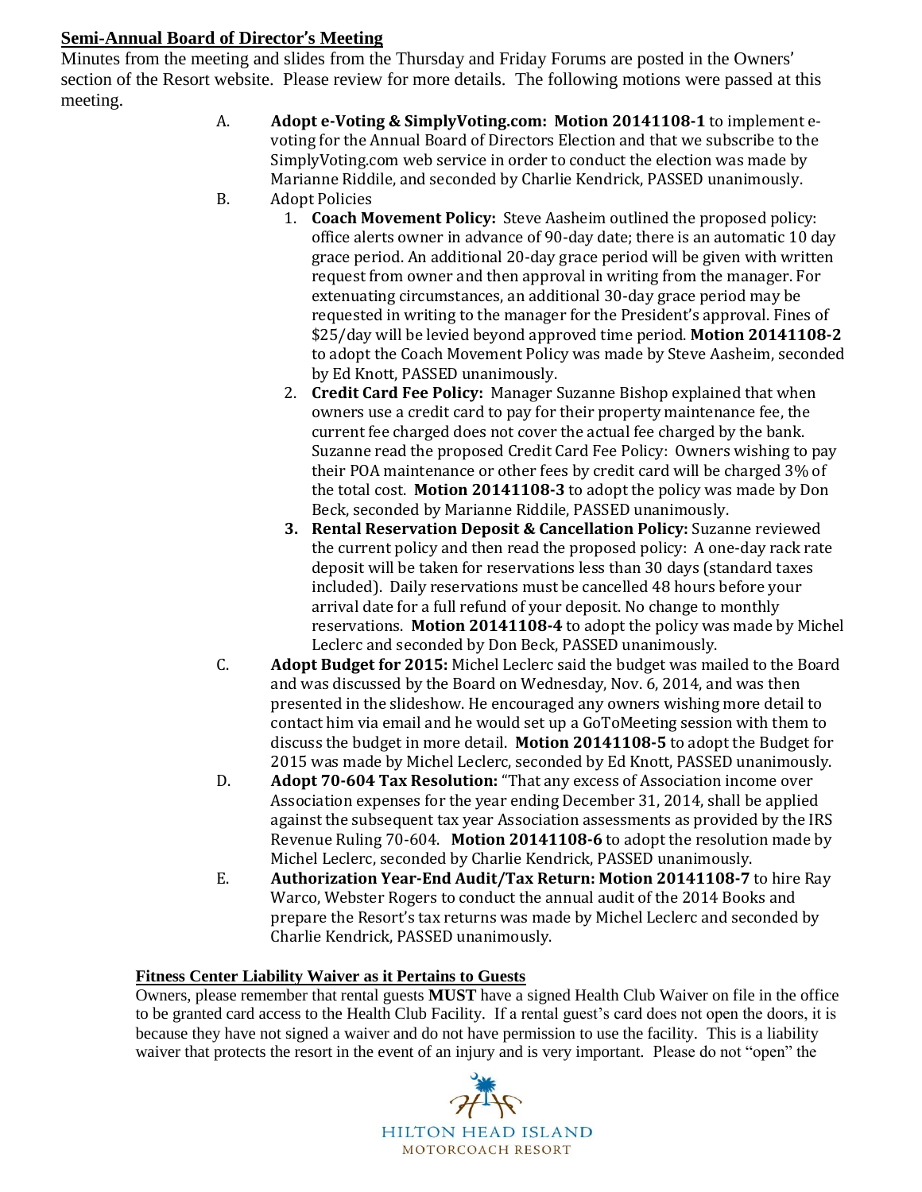## Semi-Annual Board of Director's Meeting

Minutes from the meeting and slides from the Thursday and Friday Forums are posted in the Owners' section of the Resort website. Please review for more details. The following motions were passed at this meeting.

A. **Adopt e-Voting & SimplyVoting.com: Motion 20141108-1** to implement e-voting for the Annual Board of Directors Election and that we subscribe to the SimplyVoting.com web service in order to conduct the election was made by Marianne Riddile, and seconded by Charlie Kendrick, PASSED unanimously.

B. Adopt Policies

1. **Coach Movement Policy:** Steve Aasheim outlined the proposed policy: office alerts owner in advance of 90-day date; there is an automatic 10 day grace period. An additional 20-day grace period will be given with written request from owner and then approval in writing from the manager. For extenuating circumstances, an additional 30-day grace period may be requested in writing to the manager for the President's approval. Fines of $25/day will be levied beyond approved time period. **Motion 20141108-2** to adopt the Coach Movement Policy was made by Steve Aasheim, seconded by Ed Knott, PASSED unanimously.
2. **Credit Card Fee Policy:** Manager Suzanne Bishop explained that when owners use a credit card to pay for their property maintenance fee, the current fee charged does not cover the actual fee charged by the bank. Suzanne read the proposed Credit Card Fee Policy: Owners wishing to pay their POA maintenance or other fees by credit card will be charged 3% of the total cost. **Motion 20141108-3** to adopt the policy was made by Don Beck, seconded by Marianne Riddile, PASSED unanimously.
3. **Rental Reservation Deposit & Cancellation Policy:** Suzanne reviewed the current policy and then read the proposed policy: A one-day rack rate deposit will be taken for reservations less than 30 days (standard taxes included). Daily reservations must be cancelled 48 hours before your arrival date for a full refund of your deposit. No change to monthly reservations. **Motion 20141108-4** to adopt the policy was made by Michel Leclerc and seconded by Don Beck, PASSED unanimously.

C. **Adopt Budget for 2015:** Michel Leclerc said the budget was mailed to the Board and was discussed by the Board on Wednesday, Nov. 6, 2014, and was then presented in the slideshow. He encouraged any owners wishing more detail to contact him via email and he would set up a GoToMeeting session with them to discuss the budget in more detail. **Motion 20141108-5** to adopt the Budget for 2015 was made by Michel Leclerc, seconded by Ed Knott, PASSED unanimously.

D. **Adopt 70-604 Tax Resolution:** "That any excess of Association income over Association expenses for the year ending December 31, 2014, shall be applied against the subsequent tax year Association assessments as provided by the IRS Revenue Ruling 70-604. **Motion 20141108-6** to adopt the resolution made by Michel Leclerc, seconded by Charlie Kendrick, PASSED unanimously.

E. **Authorization Year-End Audit/Tax Return: Motion 20141108-7** to hire Ray Warco, Webster Rogers to conduct the annual audit of the 2014 Books and prepare the Resort's tax returns was made by Michel Leclerc and seconded by Charlie Kendrick, PASSED unanimously.

### Fitness Center Liability Waiver as it Pertains to Guests

Owners, please remember that rental guests **MUST** have a signed Health Club Waiver on file in the office to be granted card access to the Health Club Facility. If a rental guest's card does not open the doors, it is because they have not signed a waiver and do not have permission to use the facility. This is a liability waiver that protects the resort in the event of an injury and is very important. Please do not "open" the

HILTON HEAD ISLAND
MOTORCOACH RESORT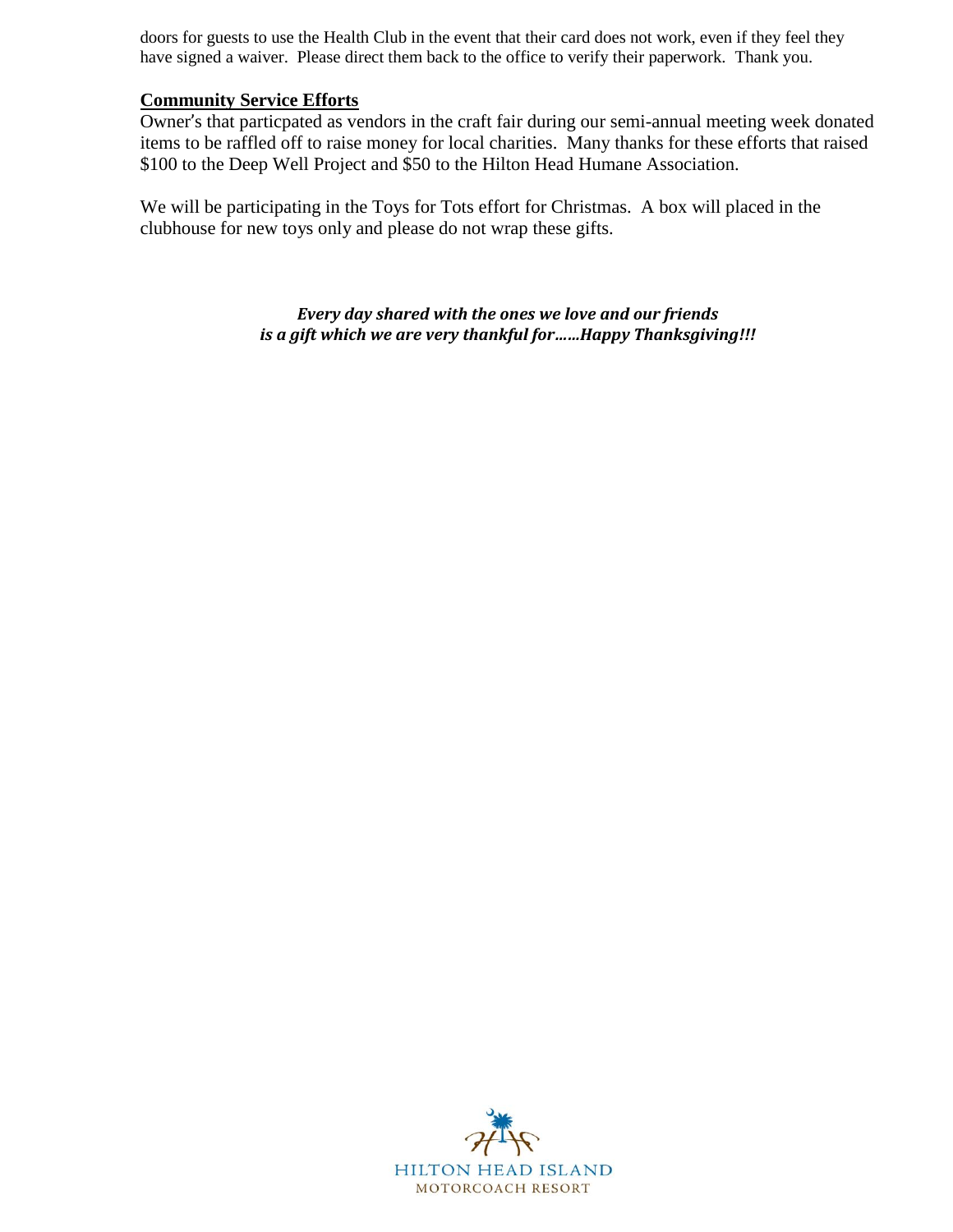doors for guests to use the Health Club in the event that their card does not work, even if they feel they have signed a waiver. Please direct them back to the office to verify their paperwork. Thank you.

**Community Service Efforts**

Owner's that particpated as vendors in the craft fair during our semi-annual meeting week donated items to be raffled off to raise money for local charities. Many thanks for these efforts that raised $100 to the Deep Well Project and $50 to the Hilton Head Humane Association.

We will be participating in the Toys for Tots effort for Christmas. A box will placed in the clubhouse for new toys only and please do not wrap these gifts.

***Every day shared with the ones we love and our friends***
***is a gift which we are very thankful for……Happy Thanksgiving!!!***

HILTON HEAD ISLAND
MOTORCOACH RESORT